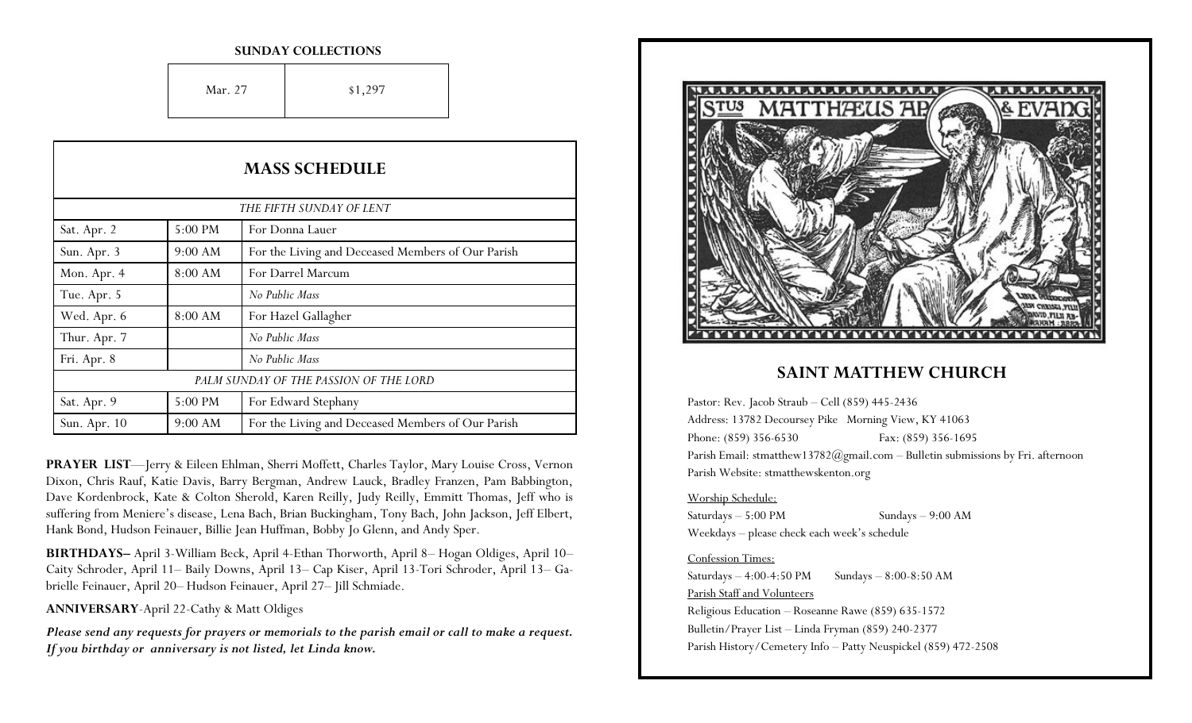**SUNDAY COLLECTIONS**

| Mar. 27 | $1,297 |
|---|---|

## MASS SCHEDULE

| | | |
|---|---|---|
| *THE FIFTH SUNDAY OF LENT* | | |
| Sat. Apr. 2 | 5:00 PM | For Donna Lauer |
| Sun. Apr. 3 | 9:00 AM | For the Living and Deceased Members of Our Parish |
| Mon. Apr. 4 | 8:00 AM | For Darrel Marcum |
| Tue. Apr. 5 | | *No Public Mass* |
| Wed. Apr. 6 | 8:00 AM | For Hazel Gallagher |
| Thur. Apr. 7 | | *No Public Mass* |
| Fri. Apr. 8 | | *No Public Mass* |
| *PALM SUNDAY OF THE PASSION OF THE LORD* | | |
| Sat. Apr. 9 | 5:00 PM | For Edward Stephany |
| Sun. Apr. 10 | 9:00 AM | For the Living and Deceased Members of Our Parish |

**PRAYER LIST**—Jerry & Eileen Ehlman, Sherri Moffett, Charles Taylor, Mary Louise Cross, Vernon Dixon, Chris Rauf, Katie Davis, Barry Bergman, Andrew Lauck, Bradley Franzen, Pam Babbington, Dave Kordenbrock, Kate & Colton Sherold, Karen Reilly, Judy Reilly, Emmitt Thomas, Jeff who is suffering from Meniere's disease, Lena Bach, Brian Buckingham, Tony Bach, John Jackson, Jeff Elbert, Hank Bond, Hudson Feinauer, Billie Jean Huffman, Bobby Jo Glenn, and Andy Sper.

**BIRTHDAYS–** April 3-William Beck, April 4-Ethan Thorworth, April 8– Hogan Oldiges, April 10– Caity Schroder, April 11– Baily Downs, April 13– Cap Kiser, April 13-Tori Schroder, April 13– Gabrielle Feinauer, April 20– Hudson Feinauer, April 27– Jill Schmiade.

**ANNIVERSARY**-April 22-Cathy & Matt Oldiges

***Please send any requests for prayers or memorials to the parish email or call to make a request. If you birthday or anniversary is not listed, let Linda know.***

## SAINT MATTHEW CHURCH

Pastor: Rev. Jacob Straub – Cell (859) 445-2436
Address: 13782 Decoursey Pike Morning View, KY 41063
Phone: (859) 356-6530 Fax: (859) 356-1695
Parish Email: stmatthew13782@gmail.com – Bulletin submissions by Fri. afternoon
Parish Website: stmatthewskenton.org

Worship Schedule:
Saturdays – 5:00 PM Sundays – 9:00 AM
Weekdays – please check each week's schedule

Confession Times:
Saturdays – 4:00-4:50 PM Sundays – 8:00-8:50 AM

Parish Staff and Volunteers
Religious Education – Roseanne Rawe (859) 635-1572
Bulletin/Prayer List – Linda Fryman (859) 240-2377
Parish History/Cemetery Info – Patty Neuspickel (859) 472-2508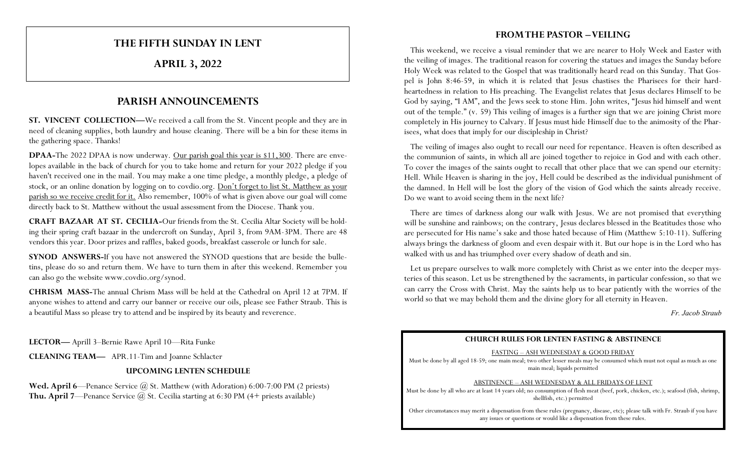# THE FIFTH SUNDAY IN LENT

## APRIL 3, 2022

## PARISH ANNOUNCEMENTS

**ST. VINCENT COLLECTION—**We received a call from the St. Vincent people and they are in need of cleaning supplies, both laundry and house cleaning. There will be a bin for these items in the gathering space. Thanks!

**DPAA-**The 2022 DPAA is now underway. Our parish goal this year is $11,300. There are envelopes available in the back of church for you to take home and return for your 2022 pledge if you haven't received one in the mail. You may make a one time pledge, a monthly pledge, a pledge of stock, or an online donation by logging on to covdio.org. Don't forget to list St. Matthew as your parish so we receive credit for it. Also remember, 100% of what is given above our goal will come directly back to St. Matthew without the usual assessment from the Diocese. Thank you.

**CRAFT BAZAAR AT ST. CECILIA-**Our friends from the St. Cecilia Altar Society will be holding their spring craft bazaar in the undercroft on Sunday, April 3, from 9AM-3PM. There are 48 vendors this year. Door prizes and raffles, baked goods, breakfast casserole or lunch for sale.

**SYNOD ANSWERS-**If you have not answered the SYNOD questions that are beside the bulletins, please do so and return them. We have to turn them in after this weekend. Remember you can also go the website www.covdio.org/synod.

**CHRISM MASS-**The annual Chrism Mass will be held at the Cathedral on April 12 at 7PM. If anyone wishes to attend and carry our banner or receive our oils, please see Father Straub. This is a beautiful Mass so please try to attend and be inspired by its beauty and reverence.

**LECTOR—** Aprill 3–Bernie Rawe April 10—Rita Funke

**CLEANING TEAM—** APR.11-Tim and Joanne Schlacter

### UPCOMING LENTEN SCHEDULE

**Wed. April 6**—Penance Service @ St. Matthew (with Adoration) 6:00-7:00 PM (2 priests)
**Thu. April 7**—Penance Service @ St. Cecilia starting at 6:30 PM (4+ priests available)

## FROM THE PASTOR – VEILING

This weekend, we receive a visual reminder that we are nearer to Holy Week and Easter with the veiling of images. The traditional reason for covering the statues and images the Sunday before Holy Week was related to the Gospel that was traditionally heard read on this Sunday. That Gospel is John 8:46-59, in which it is related that Jesus chastises the Pharisees for their hard-heartedness in relation to His preaching. The Evangelist relates that Jesus declares Himself to be God by saying, "I AM", and the Jews seek to stone Him. John writes, "Jesus hid himself and went out of the temple." (v. 59) This veiling of images is a further sign that we are joining Christ more completely in His journey to Calvary. If Jesus must hide Himself due to the animosity of the Pharisees, what does that imply for our discipleship in Christ?

The veiling of images also ought to recall our need for repentance. Heaven is often described as the communion of saints, in which all are joined together to rejoice in God and with each other. To cover the images of the saints ought to recall that other place that we can spend our eternity: Hell. While Heaven is sharing in the joy, Hell could be described as the individual punishment of the damned. In Hell will be lost the glory of the vision of God which the saints already receive. Do we want to avoid seeing them in the next life?

There are times of darkness along our walk with Jesus. We are not promised that everything will be sunshine and rainbows; on the contrary, Jesus declares blessed in the Beatitudes those who are persecuted for His name's sake and those hated because of Him (Matthew 5:10-11). Suffering always brings the darkness of gloom and even despair with it. But our hope is in the Lord who has walked with us and has triumphed over every shadow of death and sin.

Let us prepare ourselves to walk more completely with Christ as we enter into the deeper mysteries of this season. Let us be strengthened by the sacraments, in particular confession, so that we can carry the Cross with Christ. May the saints help us to bear patiently with the worries of the world so that we may behold them and the divine glory for all eternity in Heaven.

*Fr. Jacob Straub*

### CHURCH RULES FOR LENTEN FASTING & ABSTINENCE

FASTING – ASH WEDNESDAY & GOOD FRIDAY

Must be done by all aged 18-59; one main meal; two other lesser meals may be consumed which must not equal as much as one main meal; liquids permitted

ABSTINENCE – ASH WEDNESDAY & ALL FRIDAYS OF LENT

Must be done by all who are at least 14 years old; no consumption of flesh meat (beef, pork, chicken, etc.); seafood (fish, shrimp, shellfish, etc.) permitted

Other circumstances may merit a dispensation from these rules (pregnancy, disease, etc); please talk with Fr. Straub if you have any issues or questions or would like a dispensation from these rules.